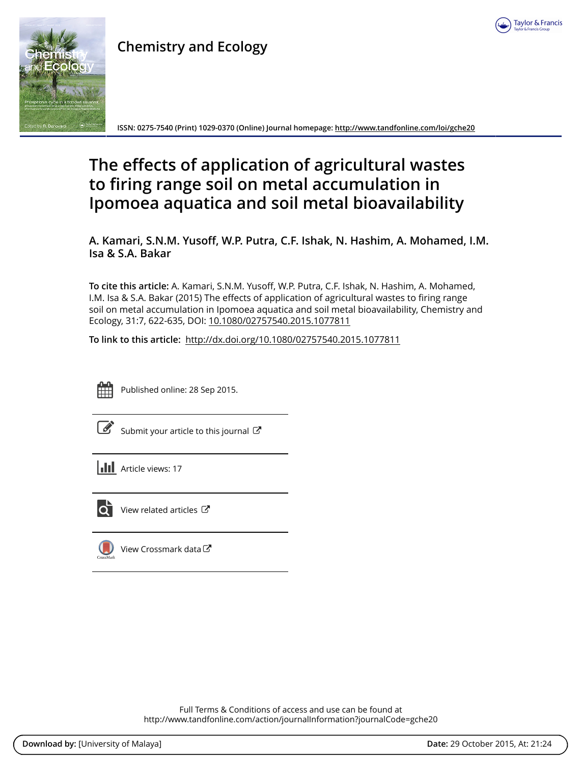# Chemistry and Ecology

ISSN: 0275-7540 (Print) 1029-0370 (Online) Journal homepage: http://www.tandfonline.com/loi/gche20

# The effects of application of agricultural wastes to firing range soil on metal accumulation in Ipomoea aquatica and soil metal bioavailability

**A. Kamari, S.N.M. Yusoff, W.P. Putra, C.F. Ishak, N. Hashim, A. Mohamed, I.M. Isa & S.A. Bakar**

**To cite this article:** A. Kamari, S.N.M. Yusoff, W.P. Putra, C.F. Ishak, N. Hashim, A. Mohamed, I.M. Isa & S.A. Bakar (2015) The effects of application of agricultural wastes to firing range soil on metal accumulation in Ipomoea aquatica and soil metal bioavailability, Chemistry and Ecology, 31:7, 622-635, DOI: 10.1080/02757540.2015.1077811

**To link to this article:** http://dx.doi.org/10.1080/02757540.2015.1077811

Published online: 28 Sep 2015.

Submit your article to this journal

Article views: 17

View related articles

View Crossmark data

Full Terms & Conditions of access and use can be found at
http://www.tandfonline.com/action/journalInformation?journalCode=gche20

**Download by:** [University of Malaya] **Date:** 29 October 2015, At: 21:24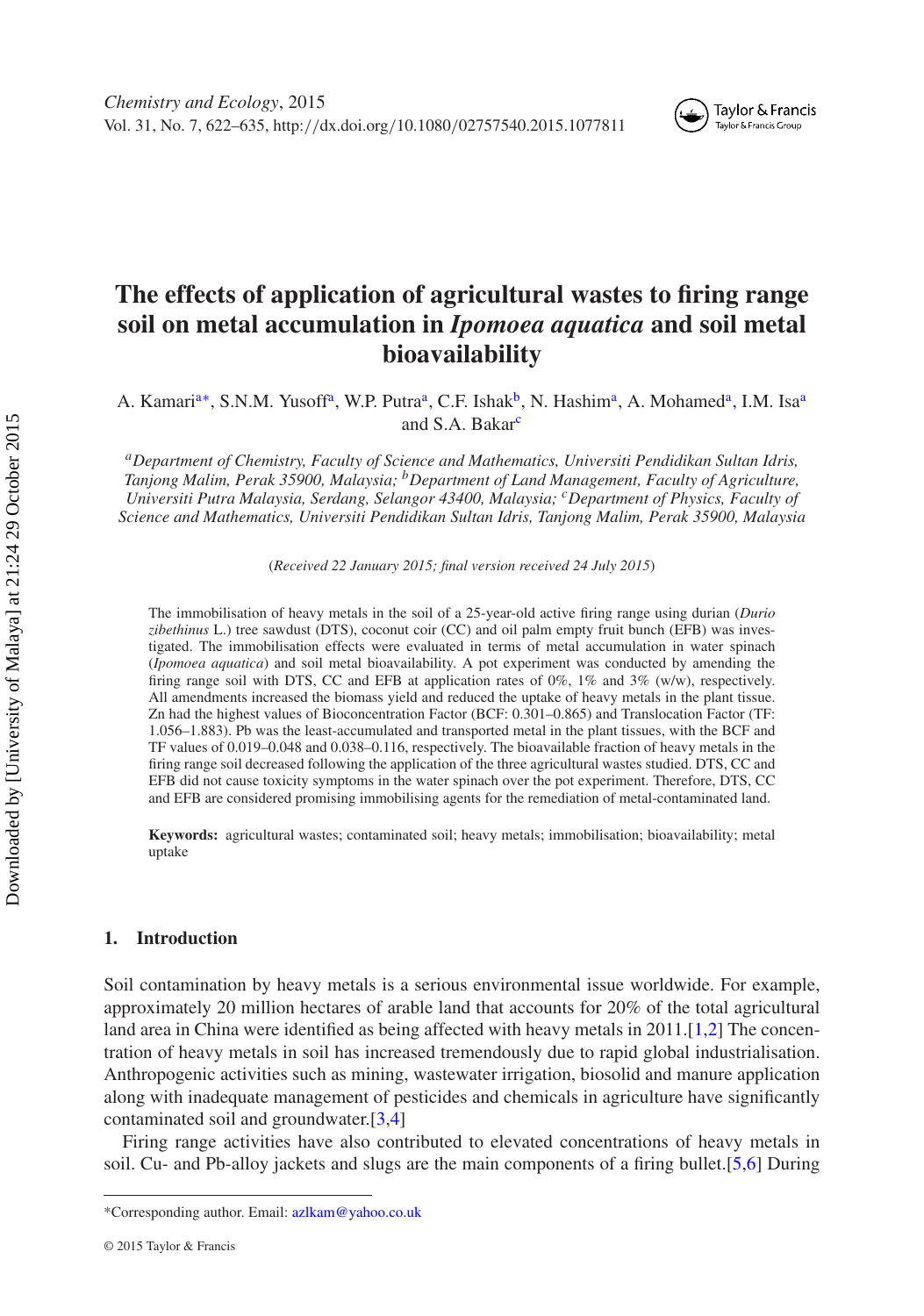# The effects of application of agricultural wastes to firing range soil on metal accumulation in *Ipomoea aquatica* and soil metal bioavailability

A. Kamari[a*], S.N.M. Yusoff[a], W.P. Putra[a], C.F. Ishak[b], N. Hashim[a], A. Mohamed[a], I.M. Isa[a] and S.A. Bakar[c]

[a]*Department of Chemistry, Faculty of Science and Mathematics, Universiti Pendidikan Sultan Idris, Tanjong Malim, Perak 35900, Malaysia;* [b]*Department of Land Management, Faculty of Agriculture, Universiti Putra Malaysia, Serdang, Selangor 43400, Malaysia;* [c]*Department of Physics, Faculty of Science and Mathematics, Universiti Pendidikan Sultan Idris, Tanjong Malim, Perak 35900, Malaysia*

(*Received 22 January 2015; final version received 24 July 2015*)

The immobilisation of heavy metals in the soil of a 25-year-old active firing range using durian (*Durio zibethinus* L.) tree sawdust (DTS), coconut coir (CC) and oil palm empty fruit bunch (EFB) was investigated. The immobilisation effects were evaluated in terms of metal accumulation in water spinach (*Ipomoea aquatica*) and soil metal bioavailability. A pot experiment was conducted by amending the firing range soil with DTS, CC and EFB at application rates of 0%, 1% and 3% (w/w), respectively. All amendments increased the biomass yield and reduced the uptake of heavy metals in the plant tissue. Zn had the highest values of Bioconcentration Factor (BCF: 0.301–0.865) and Translocation Factor (TF: 1.056–1.883). Pb was the least-accumulated and transported metal in the plant tissues, with the BCF and TF values of 0.019–0.048 and 0.038–0.116, respectively. The bioavailable fraction of heavy metals in the firing range soil decreased following the application of the three agricultural wastes studied. DTS, CC and EFB did not cause toxicity symptoms in the water spinach over the pot experiment. Therefore, DTS, CC and EFB are considered promising immobilising agents for the remediation of metal-contaminated land.

**Keywords:** agricultural wastes; contaminated soil; heavy metals; immobilisation; bioavailability; metal uptake

## 1. Introduction

Soil contamination by heavy metals is a serious environmental issue worldwide. For example, approximately 20 million hectares of arable land that accounts for 20% of the total agricultural land area in China were identified as being affected with heavy metals in 2011.[1,2] The concentration of heavy metals in soil has increased tremendously due to rapid global industrialisation. Anthropogenic activities such as mining, wastewater irrigation, biosolid and manure application along with inadequate management of pesticides and chemicals in agriculture have significantly contaminated soil and groundwater.[3,4]

Firing range activities have also contributed to elevated concentrations of heavy metals in soil. Cu- and Pb-alloy jackets and slugs are the main components of a firing bullet.[5,6] During

*Corresponding author. Email: azlkam@yahoo.co.uk

© 2015 Taylor & Francis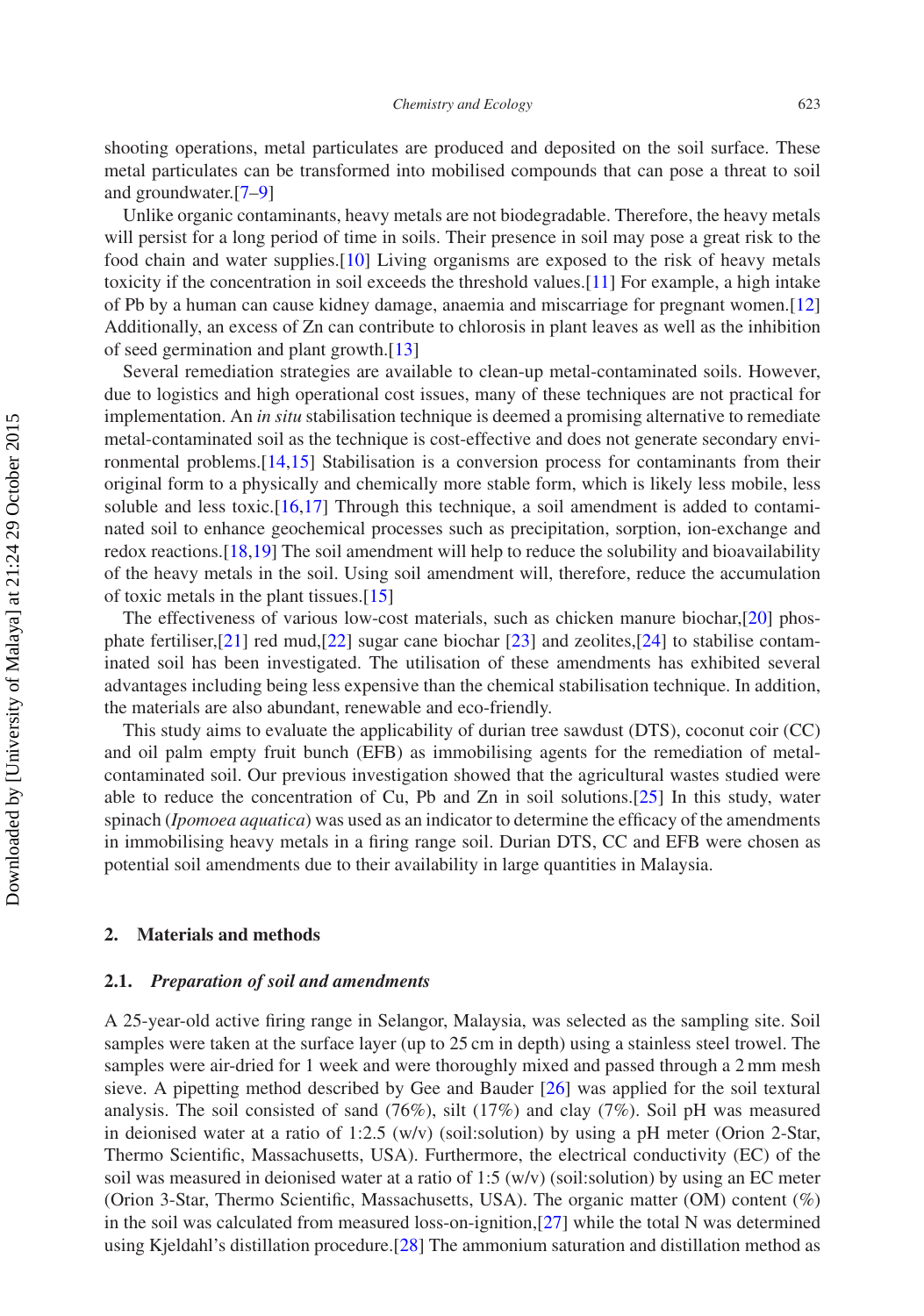shooting operations, metal particulates are produced and deposited on the soil surface. These metal particulates can be transformed into mobilised compounds that can pose a threat to soil and groundwater.[7–9]

Unlike organic contaminants, heavy metals are not biodegradable. Therefore, the heavy metals will persist for a long period of time in soils. Their presence in soil may pose a great risk to the food chain and water supplies.[10] Living organisms are exposed to the risk of heavy metals toxicity if the concentration in soil exceeds the threshold values.[11] For example, a high intake of Pb by a human can cause kidney damage, anaemia and miscarriage for pregnant women.[12] Additionally, an excess of Zn can contribute to chlorosis in plant leaves as well as the inhibition of seed germination and plant growth.[13]

Several remediation strategies are available to clean-up metal-contaminated soils. However, due to logistics and high operational cost issues, many of these techniques are not practical for implementation. An *in situ* stabilisation technique is deemed a promising alternative to remediate metal-contaminated soil as the technique is cost-effective and does not generate secondary environmental problems.[14,15] Stabilisation is a conversion process for contaminants from their original form to a physically and chemically more stable form, which is likely less mobile, less soluble and less toxic.[16,17] Through this technique, a soil amendment is added to contaminated soil to enhance geochemical processes such as precipitation, sorption, ion-exchange and redox reactions.[18,19] The soil amendment will help to reduce the solubility and bioavailability of the heavy metals in the soil. Using soil amendment will, therefore, reduce the accumulation of toxic metals in the plant tissues.[15]

The effectiveness of various low-cost materials, such as chicken manure biochar,[20] phosphate fertiliser,[21] red mud,[22] sugar cane biochar [23] and zeolites,[24] to stabilise contaminated soil has been investigated. The utilisation of these amendments has exhibited several advantages including being less expensive than the chemical stabilisation technique. In addition, the materials are also abundant, renewable and eco-friendly.

This study aims to evaluate the applicability of durian tree sawdust (DTS), coconut coir (CC) and oil palm empty fruit bunch (EFB) as immobilising agents for the remediation of metal-contaminated soil. Our previous investigation showed that the agricultural wastes studied were able to reduce the concentration of Cu, Pb and Zn in soil solutions.[25] In this study, water spinach (*Ipomoea aquatica*) was used as an indicator to determine the efficacy of the amendments in immobilising heavy metals in a firing range soil. Durian DTS, CC and EFB were chosen as potential soil amendments due to their availability in large quantities in Malaysia.

## 2. Materials and methods

### 2.1. *Preparation of soil and amendments*

A 25-year-old active firing range in Selangor, Malaysia, was selected as the sampling site. Soil samples were taken at the surface layer (up to 25 cm in depth) using a stainless steel trowel. The samples were air-dried for 1 week and were thoroughly mixed and passed through a 2 mm mesh sieve. A pipetting method described by Gee and Bauder [26] was applied for the soil textural analysis. The soil consisted of sand (76%), silt (17%) and clay (7%). Soil pH was measured in deionised water at a ratio of 1:2.5 (w/v) (soil:solution) by using a pH meter (Orion 2-Star, Thermo Scientific, Massachusetts, USA). Furthermore, the electrical conductivity (EC) of the soil was measured in deionised water at a ratio of 1:5 (w/v) (soil:solution) by using an EC meter (Orion 3-Star, Thermo Scientific, Massachusetts, USA). The organic matter (OM) content (%) in the soil was calculated from measured loss-on-ignition,[27] while the total N was determined using Kjeldahl's distillation procedure.[28] The ammonium saturation and distillation method as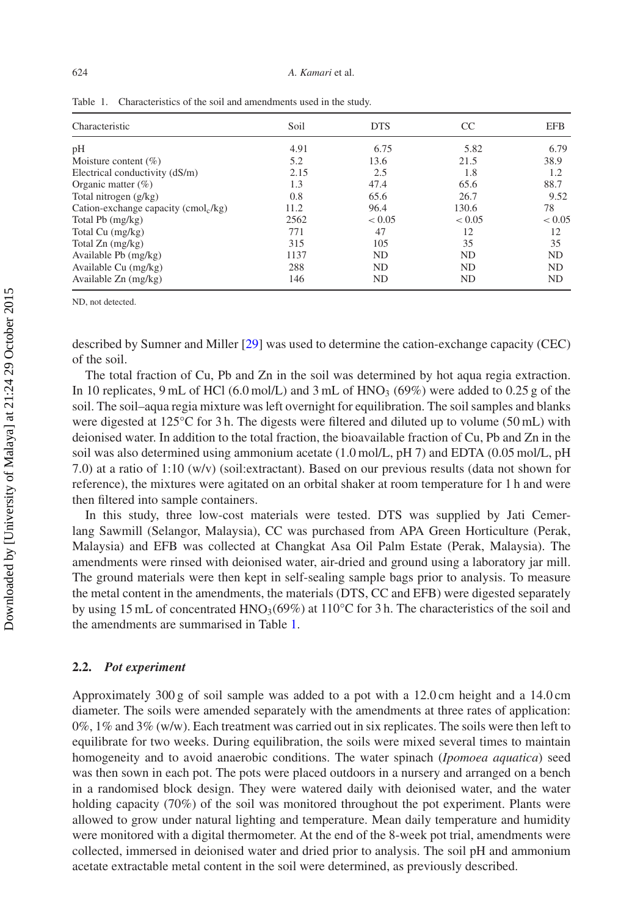Table 1. Characteristics of the soil and amendments used in the study.

| Characteristic | Soil | DTS | CC | EFB |
|---|---|---|---|---|
| pH | 4.91 | 6.75 | 5.82 | 6.79 |
| Moisture content (%) | 5.2 | 13.6 | 21.5 | 38.9 |
| Electrical conductivity (dS/m) | 2.15 | 2.5 | 1.8 | 1.2 |
| Organic matter (%) | 1.3 | 47.4 | 65.6 | 88.7 |
| Total nitrogen (g/kg) | 0.8 | 65.6 | 26.7 | 9.52 |
| Cation-exchange capacity ($cmol_c$/kg) | 11.2 | 96.4 | 130.6 | 78 |
| Total Pb (mg/kg) | 2562 | < 0.05 | < 0.05 | < 0.05 |
| Total Cu (mg/kg) | 771 | 47 | 12 | 12 |
| Total Zn (mg/kg) | 315 | 105 | 35 | 35 |
| Available Pb (mg/kg) | 1137 | ND | ND | ND |
| Available Cu (mg/kg) | 288 | ND | ND | ND |
| Available Zn (mg/kg) | 146 | ND | ND | ND |

ND, not detected.

described by Sumner and Miller [29] was used to determine the cation-exchange capacity (CEC) of the soil.

The total fraction of Cu, Pb and Zn in the soil was determined by hot aqua regia extraction. In 10 replicates, 9 mL of HCl (6.0 mol/L) and 3 mL of $HNO_3$ (69%) were added to 0.25 g of the soil. The soil–aqua regia mixture was left overnight for equilibration. The soil samples and blanks were digested at 125°C for 3 h. The digests were filtered and diluted up to volume (50 mL) with deionised water. In addition to the total fraction, the bioavailable fraction of Cu, Pb and Zn in the soil was also determined using ammonium acetate (1.0 mol/L, pH 7) and EDTA (0.05 mol/L, pH 7.0) at a ratio of 1:10 (w/v) (soil:extractant). Based on our previous results (data not shown for reference), the mixtures were agitated on an orbital shaker at room temperature for 1 h and were then filtered into sample containers.

In this study, three low-cost materials were tested. DTS was supplied by Jati Cemerlang Sawmill (Selangor, Malaysia), CC was purchased from APA Green Horticulture (Perak, Malaysia) and EFB was collected at Changkat Asa Oil Palm Estate (Perak, Malaysia). The amendments were rinsed with deionised water, air-dried and ground using a laboratory jar mill. The ground materials were then kept in self-sealing sample bags prior to analysis. To measure the metal content in the amendments, the materials (DTS, CC and EFB) were digested separately by using 15 mL of concentrated $HNO_3$(69%) at 110°C for 3 h. The characteristics of the soil and the amendments are summarised in Table 1.

### 2.2. *Pot experiment*

Approximately 300 g of soil sample was added to a pot with a 12.0 cm height and a 14.0 cm diameter. The soils were amended separately with the amendments at three rates of application: 0%, 1% and 3% (w/w). Each treatment was carried out in six replicates. The soils were then left to equilibrate for two weeks. During equilibration, the soils were mixed several times to maintain homogeneity and to avoid anaerobic conditions. The water spinach (*Ipomoea aquatica*) seed was then sown in each pot. The pots were placed outdoors in a nursery and arranged on a bench in a randomised block design. They were watered daily with deionised water, and the water holding capacity (70%) of the soil was monitored throughout the pot experiment. Plants were allowed to grow under natural lighting and temperature. Mean daily temperature and humidity were monitored with a digital thermometer. At the end of the 8-week pot trial, amendments were collected, immersed in deionised water and dried prior to analysis. The soil pH and ammonium acetate extractable metal content in the soil were determined, as previously described.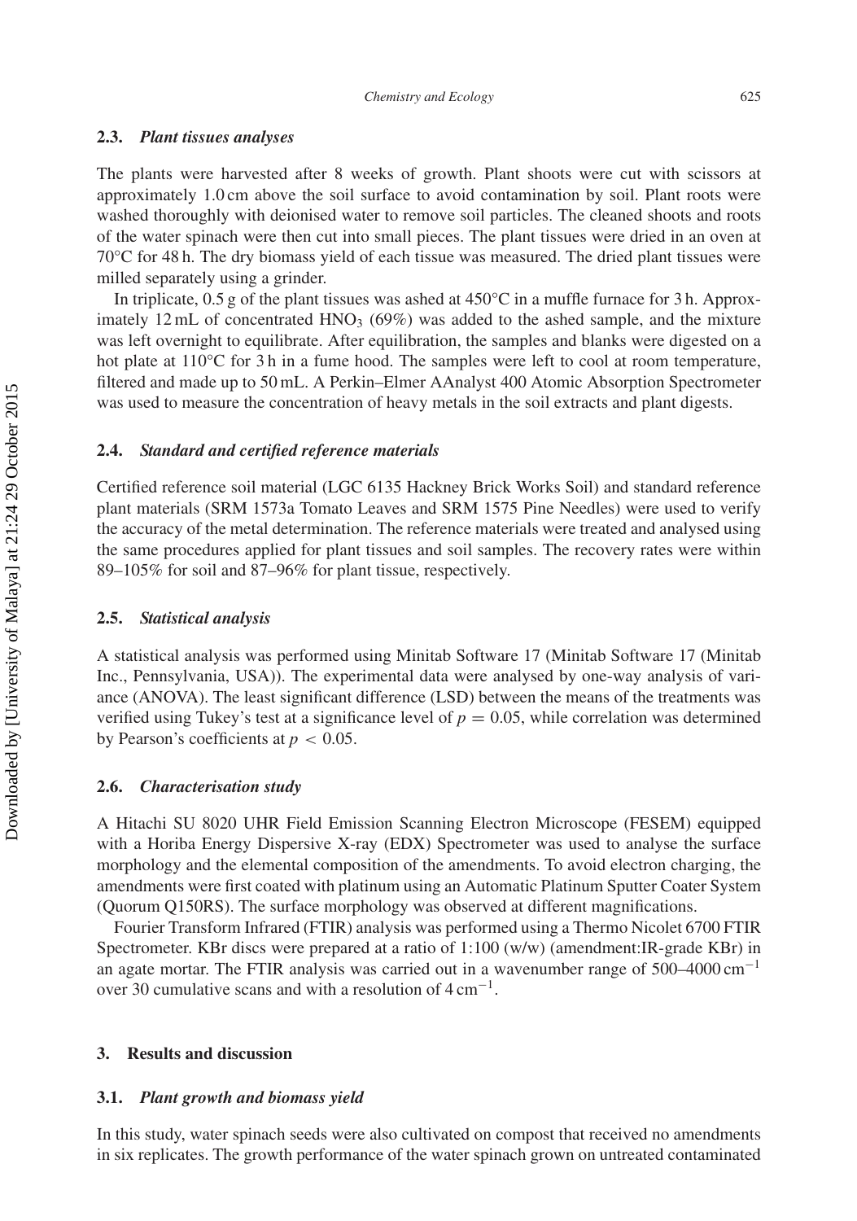### 2.3. *Plant tissues analyses*

The plants were harvested after 8 weeks of growth. Plant shoots were cut with scissors at approximately 1.0 cm above the soil surface to avoid contamination by soil. Plant roots were washed thoroughly with deionised water to remove soil particles. The cleaned shoots and roots of the water spinach were then cut into small pieces. The plant tissues were dried in an oven at 70°C for 48 h. The dry biomass yield of each tissue was measured. The dried plant tissues were milled separately using a grinder.

In triplicate, 0.5 g of the plant tissues was ashed at 450°C in a muffle furnace for 3 h. Approximately 12 mL of concentrated $HNO_3$ (69%) was added to the ashed sample, and the mixture was left overnight to equilibrate. After equilibration, the samples and blanks were digested on a hot plate at 110°C for 3 h in a fume hood. The samples were left to cool at room temperature, filtered and made up to 50 mL. A Perkin–Elmer AAnalyst 400 Atomic Absorption Spectrometer was used to measure the concentration of heavy metals in the soil extracts and plant digests.

### 2.4. *Standard and certified reference materials*

Certified reference soil material (LGC 6135 Hackney Brick Works Soil) and standard reference plant materials (SRM 1573a Tomato Leaves and SRM 1575 Pine Needles) were used to verify the accuracy of the metal determination. The reference materials were treated and analysed using the same procedures applied for plant tissues and soil samples. The recovery rates were within 89–105% for soil and 87–96% for plant tissue, respectively.

### 2.5. *Statistical analysis*

A statistical analysis was performed using Minitab Software 17 (Minitab Software 17 (Minitab Inc., Pennsylvania, USA)). The experimental data were analysed by one-way analysis of variance (ANOVA). The least significant difference (LSD) between the means of the treatments was verified using Tukey's test at a significance level of $p = 0.05$, while correlation was determined by Pearson's coefficients at $p < 0.05$.

### 2.6. *Characterisation study*

A Hitachi SU 8020 UHR Field Emission Scanning Electron Microscope (FESEM) equipped with a Horiba Energy Dispersive X-ray (EDX) Spectrometer was used to analyse the surface morphology and the elemental composition of the amendments. To avoid electron charging, the amendments were first coated with platinum using an Automatic Platinum Sputter Coater System (Quorum Q150RS). The surface morphology was observed at different magnifications.

Fourier Transform Infrared (FTIR) analysis was performed using a Thermo Nicolet 6700 FTIR Spectrometer. KBr discs were prepared at a ratio of 1:100 (w/w) (amendment:IR-grade KBr) in an agate mortar. The FTIR analysis was carried out in a wavenumber range of 500–4000 $cm^{-1}$ over 30 cumulative scans and with a resolution of 4 $cm^{-1}$.

## 3. Results and discussion

### 3.1. *Plant growth and biomass yield*

In this study, water spinach seeds were also cultivated on compost that received no amendments in six replicates. The growth performance of the water spinach grown on untreated contaminated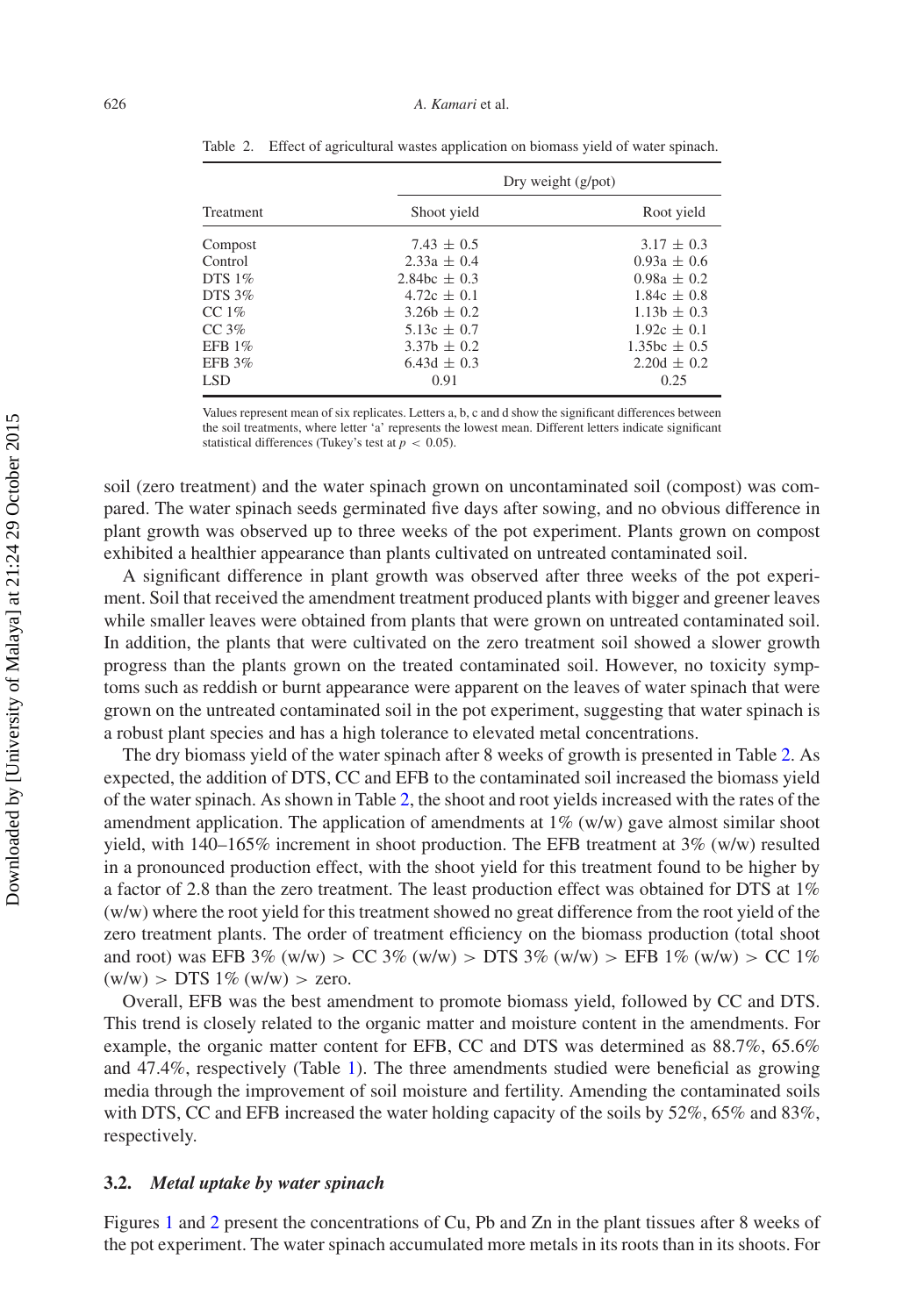Table 2. Effect of agricultural wastes application on biomass yield of water spinach.

| Treatment | Dry weight (g/pot) | |
|---|---|---|
| | Shoot yield | Root yield |
| Compost | 7.43 ± 0.5 | 3.17 ± 0.3 |
| Control | 2.33a ± 0.4 | 0.93a ± 0.6 |
| DTS 1% | 2.84bc ± 0.3 | 0.98a ± 0.2 |
| DTS 3% | 4.72c ± 0.1 | 1.84c ± 0.8 |
| CC 1% | 3.26b ± 0.2 | 1.13b ± 0.3 |
| CC 3% | 5.13c ± 0.7 | 1.92c ± 0.1 |
| EFB 1% | 3.37b ± 0.2 | 1.35bc ± 0.5 |
| EFB 3% | 6.43d ± 0.3 | 2.20d ± 0.2 |
| LSD | 0.91 | 0.25 |

Values represent mean of six replicates. Letters a, b, c and d show the significant differences between the soil treatments, where letter 'a' represents the lowest mean. Different letters indicate significant statistical differences (Tukey's test at $p < 0.05$).

soil (zero treatment) and the water spinach grown on uncontaminated soil (compost) was compared. The water spinach seeds germinated five days after sowing, and no obvious difference in plant growth was observed up to three weeks of the pot experiment. Plants grown on compost exhibited a healthier appearance than plants cultivated on untreated contaminated soil.

A significant difference in plant growth was observed after three weeks of the pot experiment. Soil that received the amendment treatment produced plants with bigger and greener leaves while smaller leaves were obtained from plants that were grown on untreated contaminated soil. In addition, the plants that were cultivated on the zero treatment soil showed a slower growth progress than the plants grown on the treated contaminated soil. However, no toxicity symptoms such as reddish or burnt appearance were apparent on the leaves of water spinach that were grown on the untreated contaminated soil in the pot experiment, suggesting that water spinach is a robust plant species and has a high tolerance to elevated metal concentrations.

The dry biomass yield of the water spinach after 8 weeks of growth is presented in Table 2. As expected, the addition of DTS, CC and EFB to the contaminated soil increased the biomass yield of the water spinach. As shown in Table 2, the shoot and root yields increased with the rates of the amendment application. The application of amendments at 1% (w/w) gave almost similar shoot yield, with 140–165% increment in shoot production. The EFB treatment at 3% (w/w) resulted in a pronounced production effect, with the shoot yield for this treatment found to be higher by a factor of 2.8 than the zero treatment. The least production effect was obtained for DTS at 1% (w/w) where the root yield for this treatment showed no great difference from the root yield of the zero treatment plants. The order of treatment efficiency on the biomass production (total shoot and root) was EFB 3% (w/w) > CC 3% (w/w) > DTS 3% (w/w) > EFB 1% (w/w) > CC 1% (w/w) > DTS 1% (w/w) > zero.

Overall, EFB was the best amendment to promote biomass yield, followed by CC and DTS. This trend is closely related to the organic matter and moisture content in the amendments. For example, the organic matter content for EFB, CC and DTS was determined as 88.7%, 65.6% and 47.4%, respectively (Table 1). The three amendments studied were beneficial as growing media through the improvement of soil moisture and fertility. Amending the contaminated soils with DTS, CC and EFB increased the water holding capacity of the soils by 52%, 65% and 83%, respectively.

### 3.2. *Metal uptake by water spinach*

Figures 1 and 2 present the concentrations of Cu, Pb and Zn in the plant tissues after 8 weeks of the pot experiment. The water spinach accumulated more metals in its roots than in its shoots. For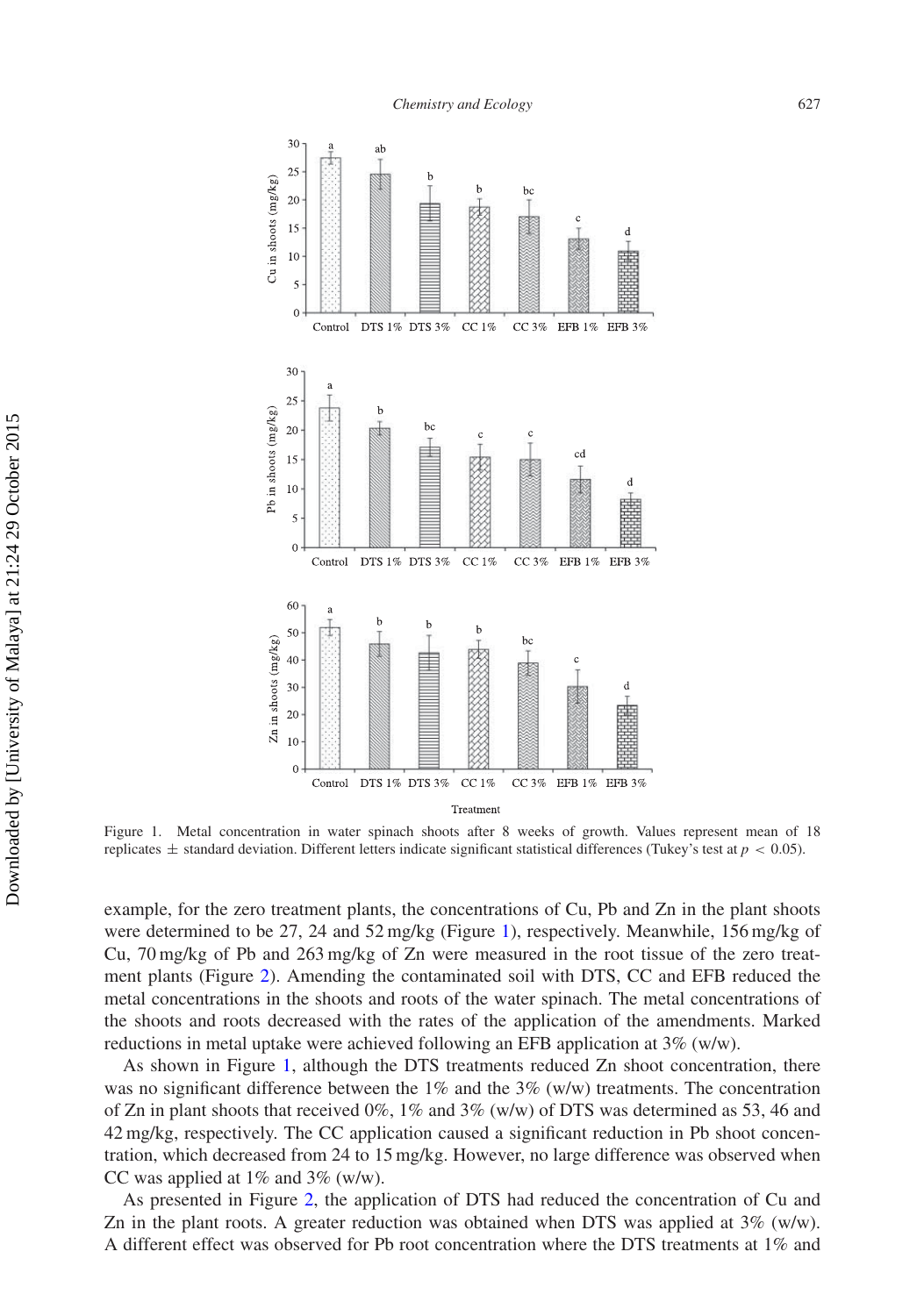Figure 1. Metal concentration in water spinach shoots after 8 weeks of growth. Values represent mean of 18 replicates ± standard deviation. Different letters indicate significant statistical differences (Tukey's test at $p < 0.05$).

example, for the zero treatment plants, the concentrations of Cu, Pb and Zn in the plant shoots were determined to be 27, 24 and 52 mg/kg (Figure 1), respectively. Meanwhile, 156 mg/kg of Cu, 70 mg/kg of Pb and 263 mg/kg of Zn were measured in the root tissue of the zero treatment plants (Figure 2). Amending the contaminated soil with DTS, CC and EFB reduced the metal concentrations in the shoots and roots of the water spinach. The metal concentrations of the shoots and roots decreased with the rates of the application of the amendments. Marked reductions in metal uptake were achieved following an EFB application at 3% (w/w).

As shown in Figure 1, although the DTS treatments reduced Zn shoot concentration, there was no significant difference between the 1% and the 3% (w/w) treatments. The concentration of Zn in plant shoots that received 0%, 1% and 3% (w/w) of DTS was determined as 53, 46 and 42 mg/kg, respectively. The CC application caused a significant reduction in Pb shoot concentration, which decreased from 24 to 15 mg/kg. However, no large difference was observed when CC was applied at 1% and 3% (w/w).

As presented in Figure 2, the application of DTS had reduced the concentration of Cu and Zn in the plant roots. A greater reduction was obtained when DTS was applied at 3% (w/w). A different effect was observed for Pb root concentration where the DTS treatments at 1% and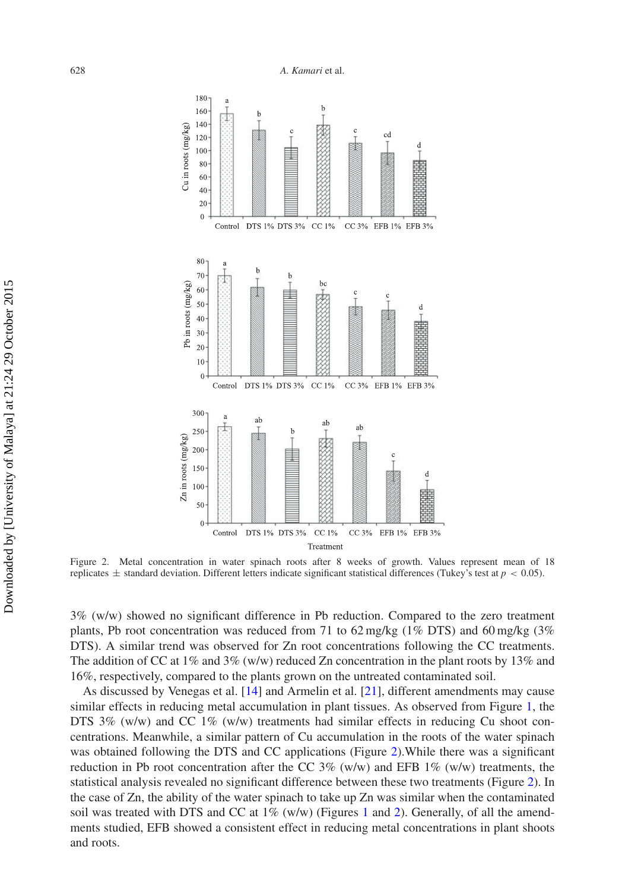Figure 2. Metal concentration in water spinach roots after 8 weeks of growth. Values represent mean of 18 replicates ± standard deviation. Different letters indicate significant statistical differences (Tukey's test at $p < 0.05$).

3% (w/w) showed no significant difference in Pb reduction. Compared to the zero treatment plants, Pb root concentration was reduced from 71 to 62 mg/kg (1% DTS) and 60 mg/kg (3% DTS). A similar trend was observed for Zn root concentrations following the CC treatments. The addition of CC at 1% and 3% (w/w) reduced Zn concentration in the plant roots by 13% and 16%, respectively, compared to the plants grown on the untreated contaminated soil.

As discussed by Venegas et al. [14] and Armelin et al. [21], different amendments may cause similar effects in reducing metal accumulation in plant tissues. As observed from Figure 1, the DTS 3% (w/w) and CC 1% (w/w) treatments had similar effects in reducing Cu shoot concentrations. Meanwhile, a similar pattern of Cu accumulation in the roots of the water spinach was obtained following the DTS and CC applications (Figure 2).While there was a significant reduction in Pb root concentration after the CC 3% (w/w) and EFB 1% (w/w) treatments, the statistical analysis revealed no significant difference between these two treatments (Figure 2). In the case of Zn, the ability of the water spinach to take up Zn was similar when the contaminated soil was treated with DTS and CC at 1% (w/w) (Figures 1 and 2). Generally, of all the amendments studied, EFB showed a consistent effect in reducing metal concentrations in plant shoots and roots.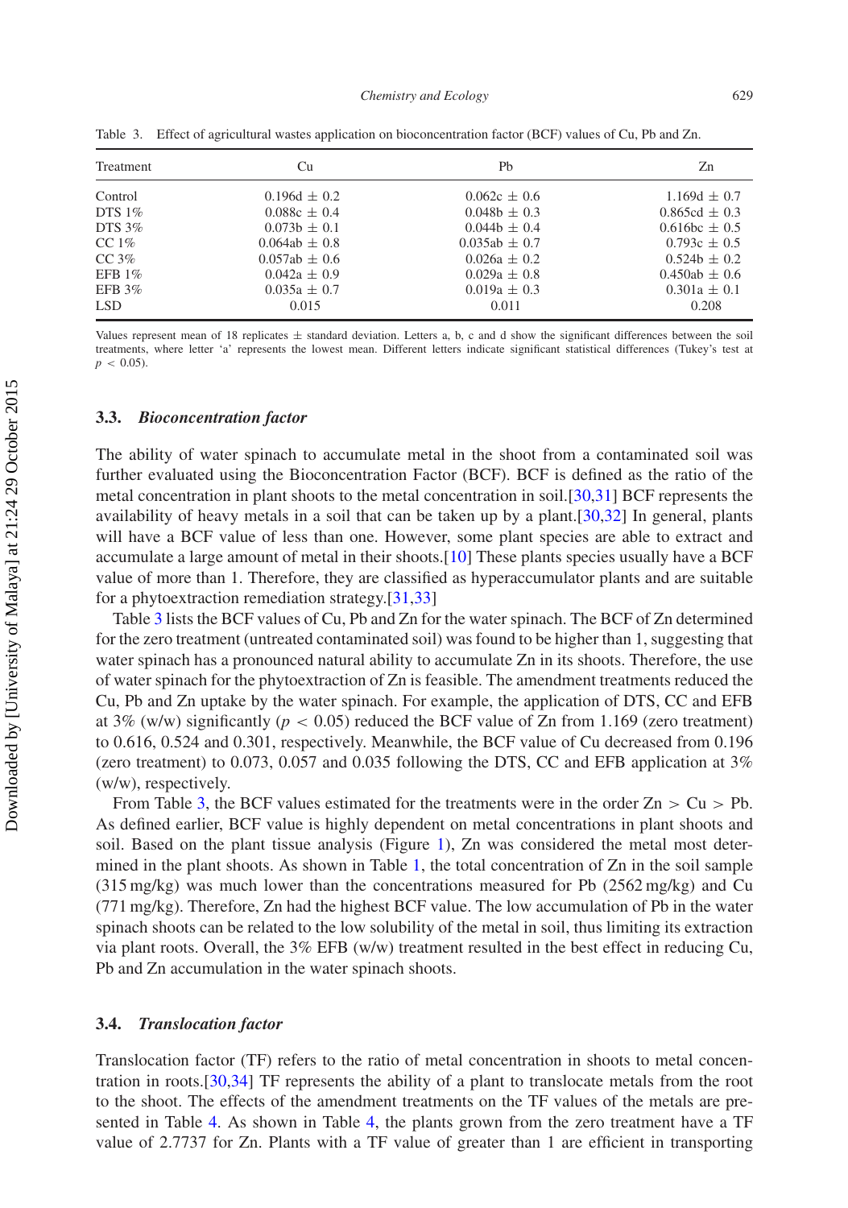Table 3. Effect of agricultural wastes application on bioconcentration factor (BCF) values of Cu, Pb and Zn.

| Treatment | Cu | Pb | Zn |
|---|---|---|---|
| Control | 0.196d ± 0.2 | 0.062c ± 0.6 | 1.169d ± 0.7 |
| DTS 1% | 0.088c ± 0.4 | 0.048b ± 0.3 | 0.865cd ± 0.3 |
| DTS 3% | 0.073b ± 0.1 | 0.044b ± 0.4 | 0.616bc ± 0.5 |
| CC 1% | 0.064ab ± 0.8 | 0.035ab ± 0.7 | 0.793c ± 0.5 |
| CC 3% | 0.057ab ± 0.6 | 0.026a ± 0.2 | 0.524b ± 0.2 |
| EFB 1% | 0.042a ± 0.9 | 0.029a ± 0.8 | 0.450ab ± 0.6 |
| EFB 3% | 0.035a ± 0.7 | 0.019a ± 0.3 | 0.301a ± 0.1 |
| LSD | 0.015 | 0.011 | 0.208 |

Values represent mean of 18 replicates ± standard deviation. Letters a, b, c and d show the significant differences between the soil treatments, where letter 'a' represents the lowest mean. Different letters indicate significant statistical differences (Tukey's test at $p < 0.05$).

### 3.3. *Bioconcentration factor*

The ability of water spinach to accumulate metal in the shoot from a contaminated soil was further evaluated using the Bioconcentration Factor (BCF). BCF is defined as the ratio of the metal concentration in plant shoots to the metal concentration in soil.[30,31] BCF represents the availability of heavy metals in a soil that can be taken up by a plant.[30,32] In general, plants will have a BCF value of less than one. However, some plant species are able to extract and accumulate a large amount of metal in their shoots.[10] These plants species usually have a BCF value of more than 1. Therefore, they are classified as hyperaccumulator plants and are suitable for a phytoextraction remediation strategy.[31,33]

Table 3 lists the BCF values of Cu, Pb and Zn for the water spinach. The BCF of Zn determined for the zero treatment (untreated contaminated soil) was found to be higher than 1, suggesting that water spinach has a pronounced natural ability to accumulate Zn in its shoots. Therefore, the use of water spinach for the phytoextraction of Zn is feasible. The amendment treatments reduced the Cu, Pb and Zn uptake by the water spinach. For example, the application of DTS, CC and EFB at 3% (w/w) significantly ($p < 0.05$) reduced the BCF value of Zn from 1.169 (zero treatment) to 0.616, 0.524 and 0.301, respectively. Meanwhile, the BCF value of Cu decreased from 0.196 (zero treatment) to 0.073, 0.057 and 0.035 following the DTS, CC and EFB application at 3% (w/w), respectively.

From Table 3, the BCF values estimated for the treatments were in the order Zn > Cu > Pb. As defined earlier, BCF value is highly dependent on metal concentrations in plant shoots and soil. Based on the plant tissue analysis (Figure 1), Zn was considered the metal most determined in the plant shoots. As shown in Table 1, the total concentration of Zn in the soil sample (315 mg/kg) was much lower than the concentrations measured for Pb (2562 mg/kg) and Cu (771 mg/kg). Therefore, Zn had the highest BCF value. The low accumulation of Pb in the water spinach shoots can be related to the low solubility of the metal in soil, thus limiting its extraction via plant roots. Overall, the 3% EFB (w/w) treatment resulted in the best effect in reducing Cu, Pb and Zn accumulation in the water spinach shoots.

### 3.4. *Translocation factor*

Translocation factor (TF) refers to the ratio of metal concentration in shoots to metal concentration in roots.[30,34] TF represents the ability of a plant to translocate metals from the root to the shoot. The effects of the amendment treatments on the TF values of the metals are presented in Table 4. As shown in Table 4, the plants grown from the zero treatment have a TF value of 2.7737 for Zn. Plants with a TF value of greater than 1 are efficient in transporting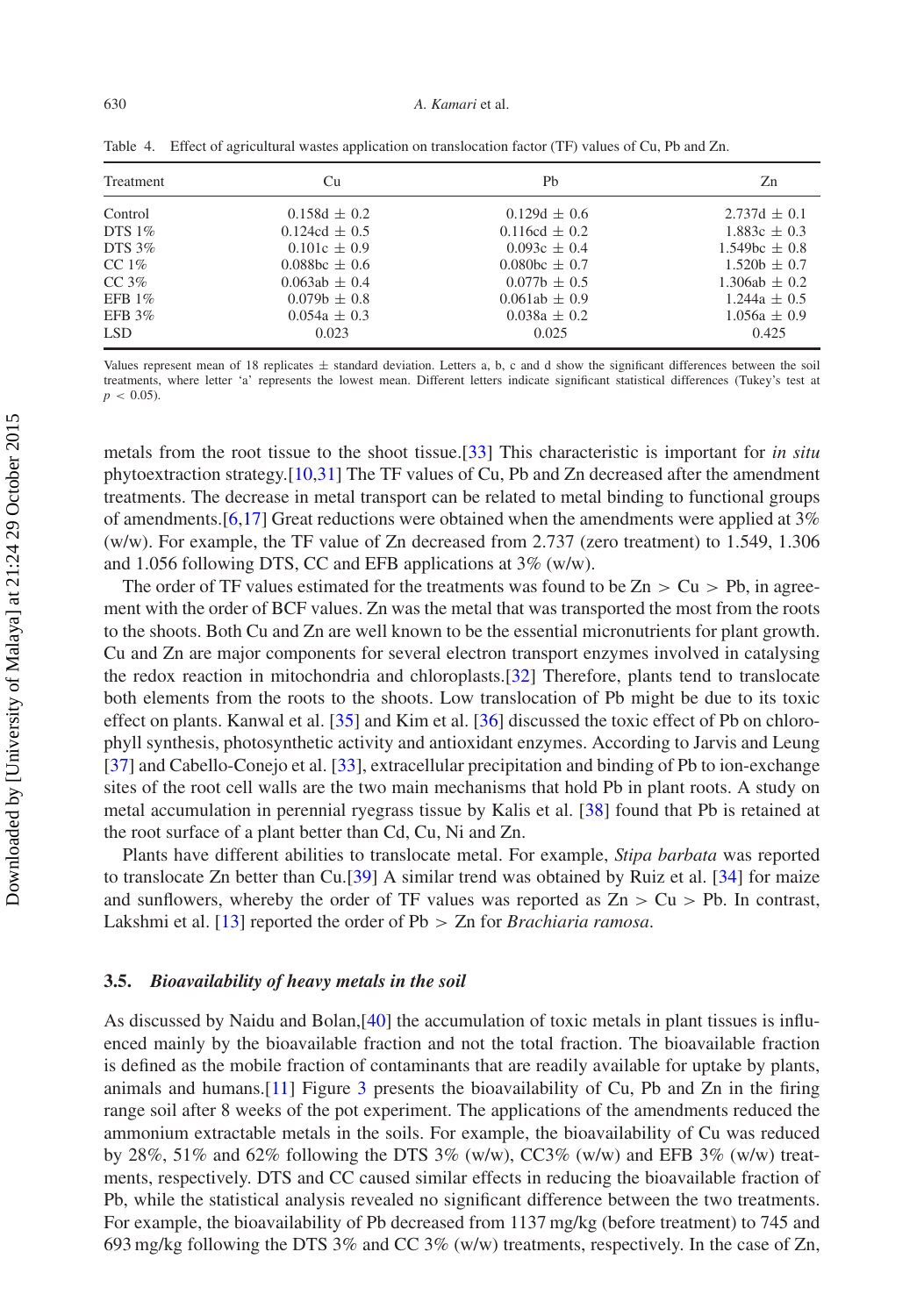Table 4. Effect of agricultural wastes application on translocation factor (TF) values of Cu, Pb and Zn.

| Treatment | Cu | Pb | Zn |
|---|---|---|---|
| Control | 0.158d ± 0.2 | 0.129d ± 0.6 | 2.737d ± 0.1 |
| DTS 1% | 0.124cd ± 0.5 | 0.116cd ± 0.2 | 1.883c ± 0.3 |
| DTS 3% | 0.101c ± 0.9 | 0.093c ± 0.4 | 1.549bc ± 0.8 |
| CC 1% | 0.088bc ± 0.6 | 0.080bc ± 0.7 | 1.520b ± 0.7 |
| CC 3% | 0.063ab ± 0.4 | 0.077b ± 0.5 | 1.306ab ± 0.2 |
| EFB 1% | 0.079b ± 0.8 | 0.061ab ± 0.9 | 1.244a ± 0.5 |
| EFB 3% | 0.054a ± 0.3 | 0.038a ± 0.2 | 1.056a ± 0.9 |
| LSD | 0.023 | 0.025 | 0.425 |

Values represent mean of 18 replicates ± standard deviation. Letters a, b, c and d show the significant differences between the soil treatments, where letter 'a' represents the lowest mean. Different letters indicate significant statistical differences (Tukey's test at $p < 0.05$).

metals from the root tissue to the shoot tissue.[33] This characteristic is important for *in situ* phytoextraction strategy.[10,31] The TF values of Cu, Pb and Zn decreased after the amendment treatments. The decrease in metal transport can be related to metal binding to functional groups of amendments.[6,17] Great reductions were obtained when the amendments were applied at 3% (w/w). For example, the TF value of Zn decreased from 2.737 (zero treatment) to 1.549, 1.306 and 1.056 following DTS, CC and EFB applications at 3% (w/w).

The order of TF values estimated for the treatments was found to be Zn > Cu > Pb, in agreement with the order of BCF values. Zn was the metal that was transported the most from the roots to the shoots. Both Cu and Zn are well known to be the essential micronutrients for plant growth. Cu and Zn are major components for several electron transport enzymes involved in catalysing the redox reaction in mitochondria and chloroplasts.[32] Therefore, plants tend to translocate both elements from the roots to the shoots. Low translocation of Pb might be due to its toxic effect on plants. Kanwal et al. [35] and Kim et al. [36] discussed the toxic effect of Pb on chlorophyll synthesis, photosynthetic activity and antioxidant enzymes. According to Jarvis and Leung [37] and Cabello-Conejo et al. [33], extracellular precipitation and binding of Pb to ion-exchange sites of the root cell walls are the two main mechanisms that hold Pb in plant roots. A study on metal accumulation in perennial ryegrass tissue by Kalis et al. [38] found that Pb is retained at the root surface of a plant better than Cd, Cu, Ni and Zn.

Plants have different abilities to translocate metal. For example, *Stipa barbata* was reported to translocate Zn better than Cu.[39] A similar trend was obtained by Ruiz et al. [34] for maize and sunflowers, whereby the order of TF values was reported as Zn > Cu > Pb. In contrast, Lakshmi et al. [13] reported the order of Pb > Zn for *Brachiaria ramosa*.

### 3.5. *Bioavailability of heavy metals in the soil*

As discussed by Naidu and Bolan,[40] the accumulation of toxic metals in plant tissues is influenced mainly by the bioavailable fraction and not the total fraction. The bioavailable fraction is defined as the mobile fraction of contaminants that are readily available for uptake by plants, animals and humans.[11] Figure 3 presents the bioavailability of Cu, Pb and Zn in the firing range soil after 8 weeks of the pot experiment. The applications of the amendments reduced the ammonium extractable metals in the soils. For example, the bioavailability of Cu was reduced by 28%, 51% and 62% following the DTS 3% (w/w), CC3% (w/w) and EFB 3% (w/w) treatments, respectively. DTS and CC caused similar effects in reducing the bioavailable fraction of Pb, while the statistical analysis revealed no significant difference between the two treatments. For example, the bioavailability of Pb decreased from 1137 mg/kg (before treatment) to 745 and 693 mg/kg following the DTS 3% and CC 3% (w/w) treatments, respectively. In the case of Zn,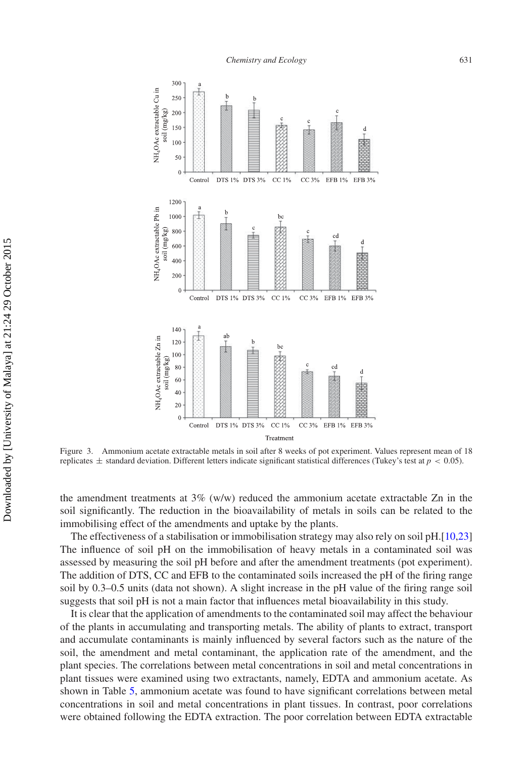Figure 3. Ammonium acetate extractable metals in soil after 8 weeks of pot experiment. Values represent mean of 18 replicates ± standard deviation. Different letters indicate significant statistical differences (Tukey's test at $p < 0.05$).

the amendment treatments at 3% (w/w) reduced the ammonium acetate extractable Zn in the soil significantly. The reduction in the bioavailability of metals in soils can be related to the immobilising effect of the amendments and uptake by the plants.

The effectiveness of a stabilisation or immobilisation strategy may also rely on soil pH.[10,23] The influence of soil pH on the immobilisation of heavy metals in a contaminated soil was assessed by measuring the soil pH before and after the amendment treatments (pot experiment). The addition of DTS, CC and EFB to the contaminated soils increased the pH of the firing range soil by 0.3–0.5 units (data not shown). A slight increase in the pH value of the firing range soil suggests that soil pH is not a main factor that influences metal bioavailability in this study.

It is clear that the application of amendments to the contaminated soil may affect the behaviour of the plants in accumulating and transporting metals. The ability of plants to extract, transport and accumulate contaminants is mainly influenced by several factors such as the nature of the soil, the amendment and metal contaminant, the application rate of the amendment, and the plant species. The correlations between metal concentrations in soil and metal concentrations in plant tissues were examined using two extractants, namely, EDTA and ammonium acetate. As shown in Table 5, ammonium acetate was found to have significant correlations between metal concentrations in soil and metal concentrations in plant tissues. In contrast, poor correlations were obtained following the EDTA extraction. The poor correlation between EDTA extractable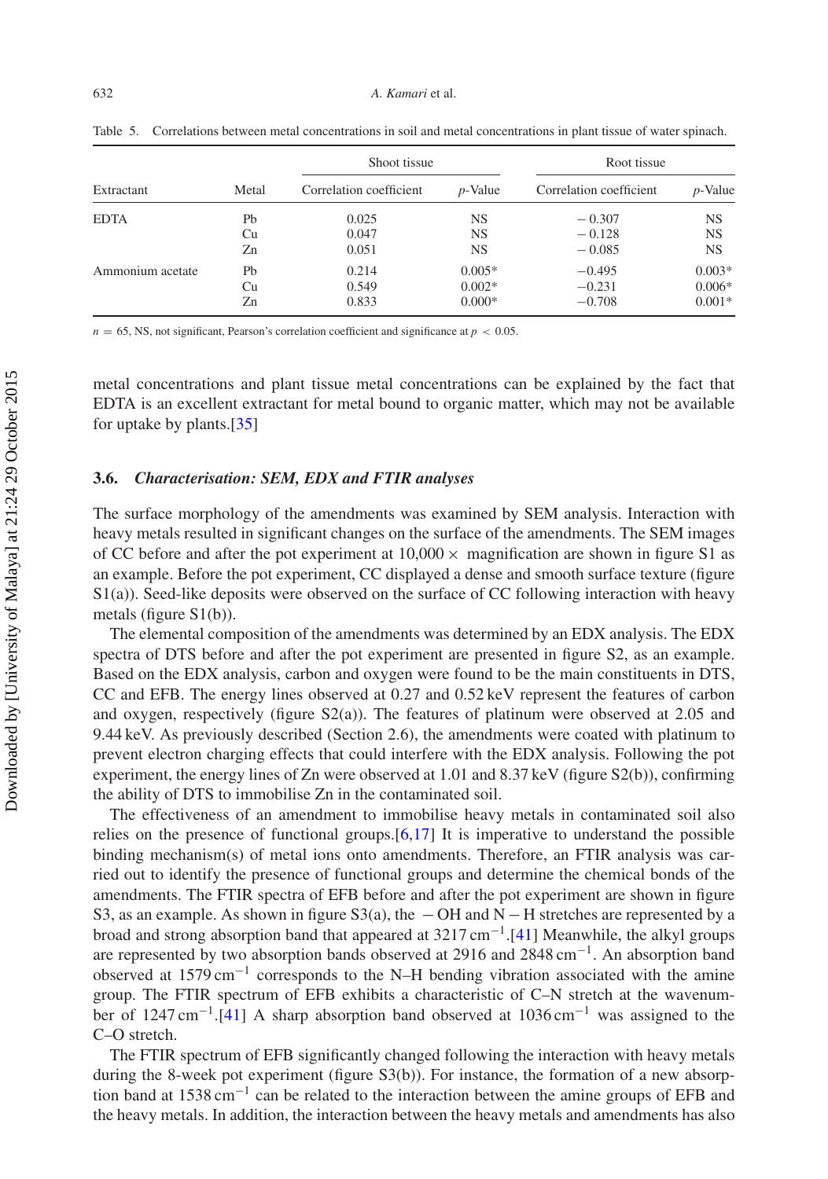Table 5. Correlations between metal concentrations in soil and metal concentrations in plant tissue of water spinach.

| Extractant | Metal | Shoot tissue | | Root tissue | |
|---|---|---|---|---|---|
| | | Correlation coefficient | $p$-Value | Correlation coefficient | $p$-Value |
| EDTA | Pb | 0.025 | NS | − 0.307 | NS |
| | Cu | 0.047 | NS | − 0.128 | NS |
| | Zn | 0.051 | NS | − 0.085 | NS |
| Ammonium acetate | Pb | 0.214 | 0.005* | −0.495 | 0.003* |
| | Cu | 0.549 | 0.002* | −0.231 | 0.006* |
| | Zn | 0.833 | 0.000* | −0.708 | 0.001* |

$n = 65$, NS, not significant, Pearson's correlation coefficient and significance at $p < 0.05$.

metal concentrations and plant tissue metal concentrations can be explained by the fact that EDTA is an excellent extractant for metal bound to organic matter, which may not be available for uptake by plants.[35]

### 3.6. *Characterisation: SEM, EDX and FTIR analyses*

The surface morphology of the amendments was examined by SEM analysis. Interaction with heavy metals resulted in significant changes on the surface of the amendments. The SEM images of CC before and after the pot experiment at 10,000 × magnification are shown in figure S1 as an example. Before the pot experiment, CC displayed a dense and smooth surface texture (figure S1(a)). Seed-like deposits were observed on the surface of CC following interaction with heavy metals (figure S1(b)).

The elemental composition of the amendments was determined by an EDX analysis. The EDX spectra of DTS before and after the pot experiment are presented in figure S2, as an example. Based on the EDX analysis, carbon and oxygen were found to be the main constituents in DTS, CC and EFB. The energy lines observed at 0.27 and 0.52 keV represent the features of carbon and oxygen, respectively (figure S2(a)). The features of platinum were observed at 2.05 and 9.44 keV. As previously described (Section 2.6), the amendments were coated with platinum to prevent electron charging effects that could interfere with the EDX analysis. Following the pot experiment, the energy lines of Zn were observed at 1.01 and 8.37 keV (figure S2(b)), confirming the ability of DTS to immobilise Zn in the contaminated soil.

The effectiveness of an amendment to immobilise heavy metals in contaminated soil also relies on the presence of functional groups.[6,17] It is imperative to understand the possible binding mechanism(s) of metal ions onto amendments. Therefore, an FTIR analysis was carried out to identify the presence of functional groups and determine the chemical bonds of the amendments. The FTIR spectra of EFB before and after the pot experiment are shown in figure S3, as an example. As shown in figure S3(a), the −OH and N−H stretches are represented by a broad and strong absorption band that appeared at 3217 $cm^{-1}$.[41] Meanwhile, the alkyl groups are represented by two absorption bands observed at 2916 and 2848 $cm^{-1}$. An absorption band observed at 1579 $cm^{-1}$ corresponds to the N–H bending vibration associated with the amine group. The FTIR spectrum of EFB exhibits a characteristic of C–N stretch at the wavenumber of 1247 $cm^{-1}$.[41] A sharp absorption band observed at 1036 $cm^{-1}$ was assigned to the C–O stretch.

The FTIR spectrum of EFB significantly changed following the interaction with heavy metals during the 8-week pot experiment (figure S3(b)). For instance, the formation of a new absorption band at 1538 $cm^{-1}$ can be related to the interaction between the amine groups of EFB and the heavy metals. In addition, the interaction between the heavy metals and amendments has also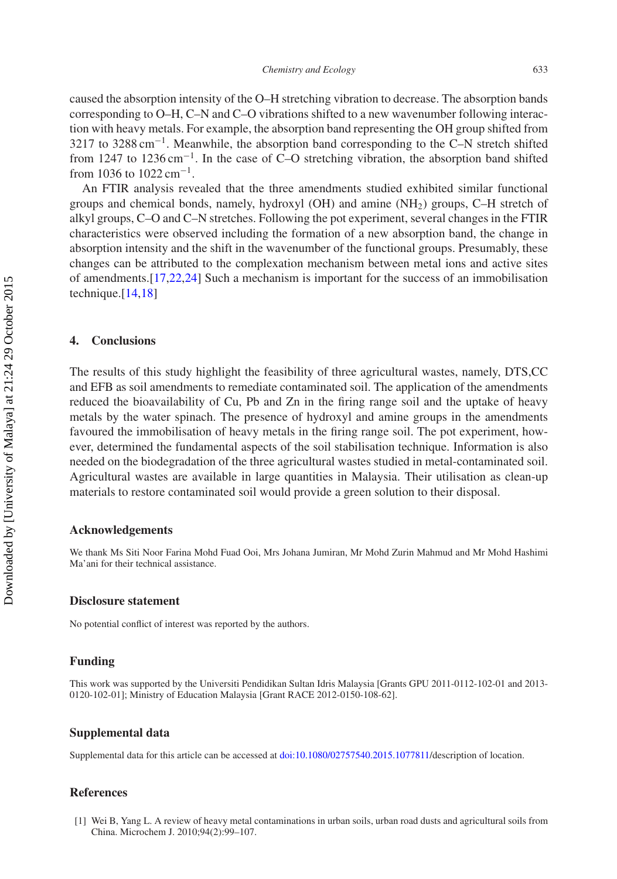caused the absorption intensity of the O–H stretching vibration to decrease. The absorption bands corresponding to O–H, C–N and C–O vibrations shifted to a new wavenumber following interaction with heavy metals. For example, the absorption band representing the OH group shifted from 3217 to 3288 $cm^{-1}$. Meanwhile, the absorption band corresponding to the C–N stretch shifted from 1247 to 1236 $cm^{-1}$. In the case of C–O stretching vibration, the absorption band shifted from 1036 to 1022 $cm^{-1}$.

An FTIR analysis revealed that the three amendments studied exhibited similar functional groups and chemical bonds, namely, hydroxyl (OH) and amine ($NH_2$) groups, C–H stretch of alkyl groups, C–O and C–N stretches. Following the pot experiment, several changes in the FTIR characteristics were observed including the formation of a new absorption band, the change in absorption intensity and the shift in the wavenumber of the functional groups. Presumably, these changes can be attributed to the complexation mechanism between metal ions and active sites of amendments.[17,22,24] Such a mechanism is important for the success of an immobilisation technique.[14,18]

## 4. Conclusions

The results of this study highlight the feasibility of three agricultural wastes, namely, DTS,CC and EFB as soil amendments to remediate contaminated soil. The application of the amendments reduced the bioavailability of Cu, Pb and Zn in the firing range soil and the uptake of heavy metals by the water spinach. The presence of hydroxyl and amine groups in the amendments favoured the immobilisation of heavy metals in the firing range soil. The pot experiment, however, determined the fundamental aspects of the soil stabilisation technique. Information is also needed on the biodegradation of the three agricultural wastes studied in metal-contaminated soil. Agricultural wastes are available in large quantities in Malaysia. Their utilisation as clean-up materials to restore contaminated soil would provide a green solution to their disposal.

### Acknowledgements

We thank Ms Siti Noor Farina Mohd Fuad Ooi, Mrs Johana Jumiran, Mr Mohd Zurin Mahmud and Mr Mohd Hashimi Ma'ani for their technical assistance.

### Disclosure statement

No potential conflict of interest was reported by the authors.

### Funding

This work was supported by the Universiti Pendidikan Sultan Idris Malaysia [Grants GPU 2011-0112-102-01 and 2013-0120-102-01]; Ministry of Education Malaysia [Grant RACE 2012-0150-108-62].

### Supplemental data

Supplemental data for this article can be accessed at doi:10.1080/02757540.2015.1077811/description of location.

### References

[1] Wei B, Yang L. A review of heavy metal contaminations in urban soils, urban road dusts and agricultural soils from China. Microchem J. 2010;94(2):99–107.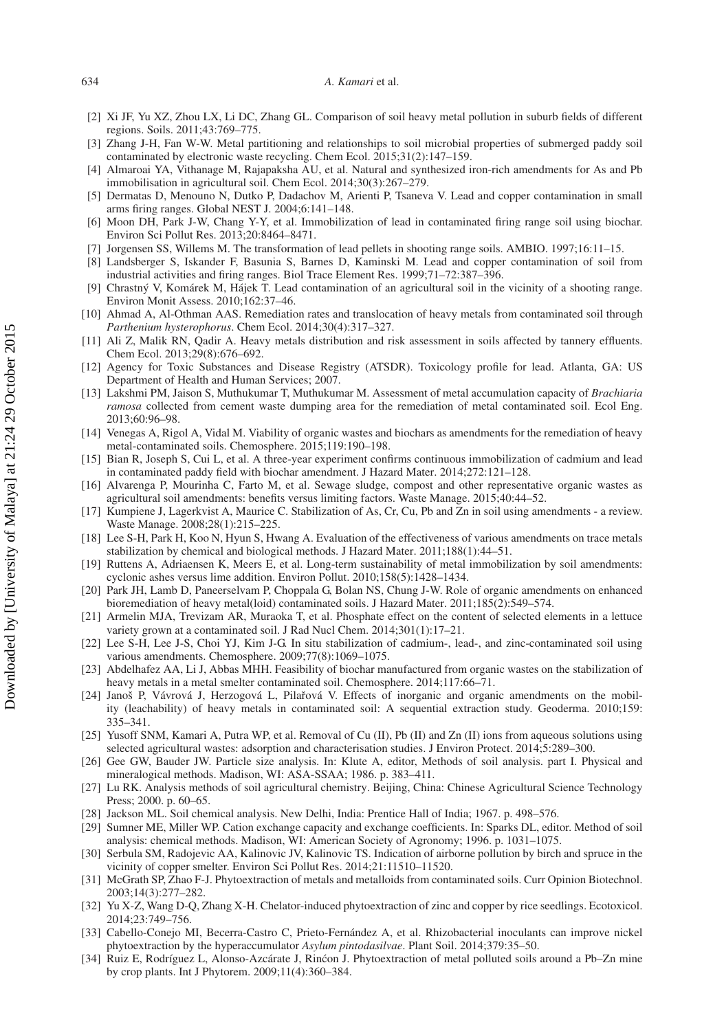[2] Xi JF, Yu XZ, Zhou LX, Li DC, Zhang GL. Comparison of soil heavy metal pollution in suburb fields of different regions. Soils. 2011;43:769–775.

[3] Zhang J-H, Fan W-W. Metal partitioning and relationships to soil microbial properties of submerged paddy soil contaminated by electronic waste recycling. Chem Ecol. 2015;31(2):147–159.

[4] Almaroai YA, Vithanage M, Rajapaksha AU, et al. Natural and synthesized iron-rich amendments for As and Pb immobilisation in agricultural soil. Chem Ecol. 2014;30(3):267–279.

[5] Dermatas D, Menouno N, Dutko P, Dadachov M, Arienti P, Tsaneva V. Lead and copper contamination in small arms firing ranges. Global NEST J. 2004;6:141–148.

[6] Moon DH, Park J-W, Chang Y-Y, et al. Immobilization of lead in contaminated firing range soil using biochar. Environ Sci Pollut Res. 2013;20:8464–8471.

[7] Jorgensen SS, Willems M. The transformation of lead pellets in shooting range soils. AMBIO. 1997;16:11–15.

[8] Landsberger S, Iskander F, Basunia S, Barnes D, Kaminski M. Lead and copper contamination of soil from industrial activities and firing ranges. Biol Trace Element Res. 1999;71–72:387–396.

[9] Chrastný V, Komárek M, Hájek T. Lead contamination of an agricultural soil in the vicinity of a shooting range. Environ Monit Assess. 2010;162:37–46.

[10] Ahmad A, Al-Othman AAS. Remediation rates and translocation of heavy metals from contaminated soil through *Parthenium hysterophorus*. Chem Ecol. 2014;30(4):317–327.

[11] Ali Z, Malik RN, Qadir A. Heavy metals distribution and risk assessment in soils affected by tannery effluents. Chem Ecol. 2013;29(8):676–692.

[12] Agency for Toxic Substances and Disease Registry (ATSDR). Toxicology profile for lead. Atlanta, GA: US Department of Health and Human Services; 2007.

[13] Lakshmi PM, Jaison S, Muthukumar T, Muthukumar M. Assessment of metal accumulation capacity of *Brachiaria ramosa* collected from cement waste dumping area for the remediation of metal contaminated soil. Ecol Eng. 2013;60:96–98.

[14] Venegas A, Rigol A, Vidal M. Viability of organic wastes and biochars as amendments for the remediation of heavy metal-contaminated soils. Chemosphere. 2015;119:190–198.

[15] Bian R, Joseph S, Cui L, et al. A three-year experiment confirms continuous immobilization of cadmium and lead in contaminated paddy field with biochar amendment. J Hazard Mater. 2014;272:121–128.

[16] Alvarenga P, Mourinha C, Farto M, et al. Sewage sludge, compost and other representative organic wastes as agricultural soil amendments: benefits versus limiting factors. Waste Manage. 2015;40:44–52.

[17] Kumpiene J, Lagerkvist A, Maurice C. Stabilization of As, Cr, Cu, Pb and Zn in soil using amendments - a review. Waste Manage. 2008;28(1):215–225.

[18] Lee S-H, Park H, Koo N, Hyun S, Hwang A. Evaluation of the effectiveness of various amendments on trace metals stabilization by chemical and biological methods. J Hazard Mater. 2011;188(1):44–51.

[19] Ruttens A, Adriaensen K, Meers E, et al. Long-term sustainability of metal immobilization by soil amendments: cyclonic ashes versus lime addition. Environ Pollut. 2010;158(5):1428–1434.

[20] Park JH, Lamb D, Paneerselvam P, Choppala G, Bolan NS, Chung J-W. Role of organic amendments on enhanced bioremediation of heavy metal(loid) contaminated soils. J Hazard Mater. 2011;185(2):549–574.

[21] Armelin MJA, Trevizam AR, Muraoka T, et al. Phosphate effect on the content of selected elements in a lettuce variety grown at a contaminated soil. J Rad Nucl Chem. 2014;301(1):17–21.

[22] Lee S-H, Lee J-S, Choi YJ, Kim J-G. In situ stabilization of cadmium-, lead-, and zinc-contaminated soil using various amendments. Chemosphere. 2009;77(8):1069–1075.

[23] Abdelhafez AA, Li J, Abbas MHH. Feasibility of biochar manufactured from organic wastes on the stabilization of heavy metals in a metal smelter contaminated soil. Chemosphere. 2014;117:66–71.

[24] Janoš P, Vávrová J, Herzogová L, Pilařová V. Effects of inorganic and organic amendments on the mobility (leachability) of heavy metals in contaminated soil: A sequential extraction study. Geoderma. 2010;159: 335–341.

[25] Yusoff SNM, Kamari A, Putra WP, et al. Removal of Cu (II), Pb (II) and Zn (II) ions from aqueous solutions using selected agricultural wastes: adsorption and characterisation studies. J Environ Protect. 2014;5:289–300.

[26] Gee GW, Bauder JW. Particle size analysis. In: Klute A, editor, Methods of soil analysis. part I. Physical and mineralogical methods. Madison, WI: ASA-SSAA; 1986. p. 383–411.

[27] Lu RK. Analysis methods of soil agricultural chemistry. Beijing, China: Chinese Agricultural Science Technology Press; 2000. p. 60–65.

[28] Jackson ML. Soil chemical analysis. New Delhi, India: Prentice Hall of India; 1967. p. 498–576.

[29] Sumner ME, Miller WP. Cation exchange capacity and exchange coefficients. In: Sparks DL, editor. Method of soil analysis: chemical methods. Madison, WI: American Society of Agronomy; 1996. p. 1031–1075.

[30] Serbula SM, Radojevic AA, Kalinovic JV, Kalinovic TS. Indication of airborne pollution by birch and spruce in the vicinity of copper smelter. Environ Sci Pollut Res. 2014;21:11510–11520.

[31] McGrath SP, Zhao F-J. Phytoextraction of metals and metalloids from contaminated soils. Curr Opinion Biotechnol. 2003;14(3):277–282.

[32] Yu X-Z, Wang D-Q, Zhang X-H. Chelator-induced phytoextraction of zinc and copper by rice seedlings. Ecotoxicol. 2014;23:749–756.

[33] Cabello-Conejo MI, Becerra-Castro C, Prieto-Fernández A, et al. Rhizobacterial inoculants can improve nickel phytoextraction by the hyperaccumulator *Asylum pintodasilvae*. Plant Soil. 2014;379:35–50.

[34] Ruiz E, Rodríguez L, Alonso-Azcárate J, Rinćon J. Phytoextraction of metal polluted soils around a Pb–Zn mine by crop plants. Int J Phytorem. 2009;11(4):360–384.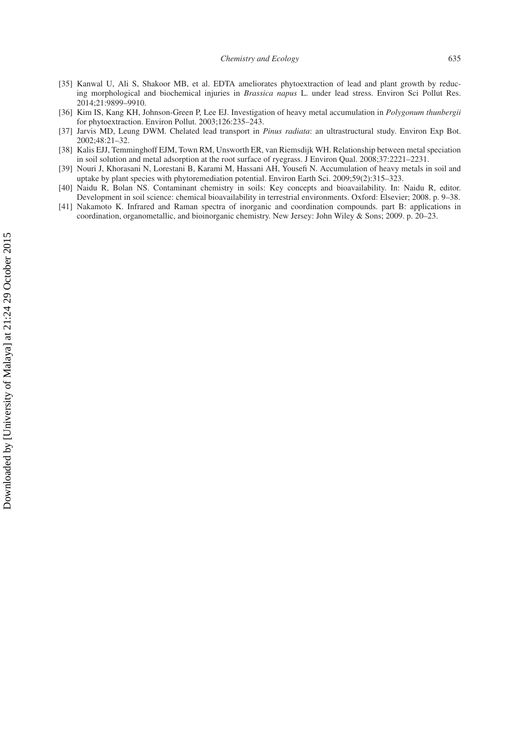[35] Kanwal U, Ali S, Shakoor MB, et al. EDTA ameliorates phytoextraction of lead and plant growth by reducing morphological and biochemical injuries in *Brassica napus* L. under lead stress. Environ Sci Pollut Res. 2014;21:9899–9910.

[36] Kim IS, Kang KH, Johnson-Green P, Lee EJ. Investigation of heavy metal accumulation in *Polygonum thunbergii* for phytoextraction. Environ Pollut. 2003;126:235–243.

[37] Jarvis MD, Leung DWM. Chelated lead transport in *Pinus radiata*: an ultrastructural study. Environ Exp Bot. 2002;48:21–32.

[38] Kalis EJJ, Temminghoff EJM, Town RM, Unsworth ER, van Riemsdijk WH. Relationship between metal speciation in soil solution and metal adsorption at the root surface of ryegrass. J Environ Qual. 2008;37:2221–2231.

[39] Nouri J, Khorasani N, Lorestani B, Karami M, Hassani AH, Yousefi N. Accumulation of heavy metals in soil and uptake by plant species with phytoremediation potential. Environ Earth Sci. 2009;59(2):315–323.

[40] Naidu R, Bolan NS. Contaminant chemistry in soils: Key concepts and bioavailability. In: Naidu R, editor. Development in soil science: chemical bioavailability in terrestrial environments. Oxford: Elsevier; 2008. p. 9–38.

[41] Nakamoto K. Infrared and Raman spectra of inorganic and coordination compounds. part B: applications in coordination, organometallic, and bioinorganic chemistry. New Jersey: John Wiley & Sons; 2009. p. 20–23.